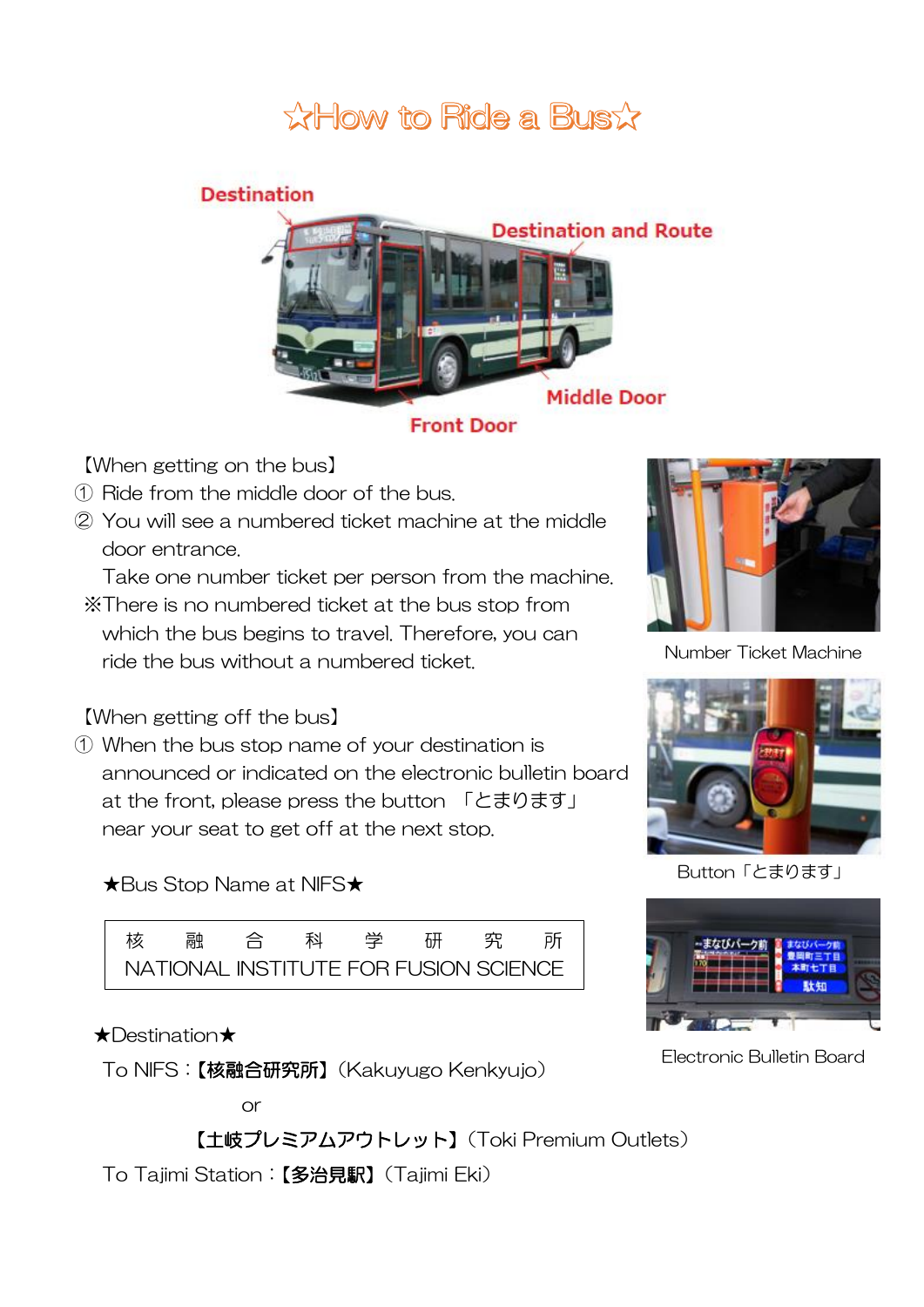# ☆How to Ride a Bus☆

Destination

Destination and Route

Middle Door

Front Door

【When getting on the bus】

① Ride from the middle door of the bus.

② You will see a numbered ticket machine at the middle door entrance.
Take one number ticket per person from the machine.

※There is no numbered ticket at the bus stop from which the bus begins to travel. Therefore, you can ride the bus without a numbered ticket.

Number Ticket Machine

【When getting off the bus】

① When the bus stop name of your destination is announced or indicated on the electronic bulletin board at the front, please press the button 「とまります」 near your seat to get off at the next stop.

Button「とまります」

★Bus Stop Name at NIFS★

| 核　融　合　科　学　研　究　所 |
|---|
| NATIONAL INSTITUTE FOR FUSION SCIENCE |

Electronic Bulletin Board

★Destination★

To NIFS：**【核融合研究所】**（Kakuyugo Kenkyujo）

or

**【土岐プレミアムアウトレット】**（Toki Premium Outlets）

To Tajimi Station：**【多治見駅】**（Tajimi Eki）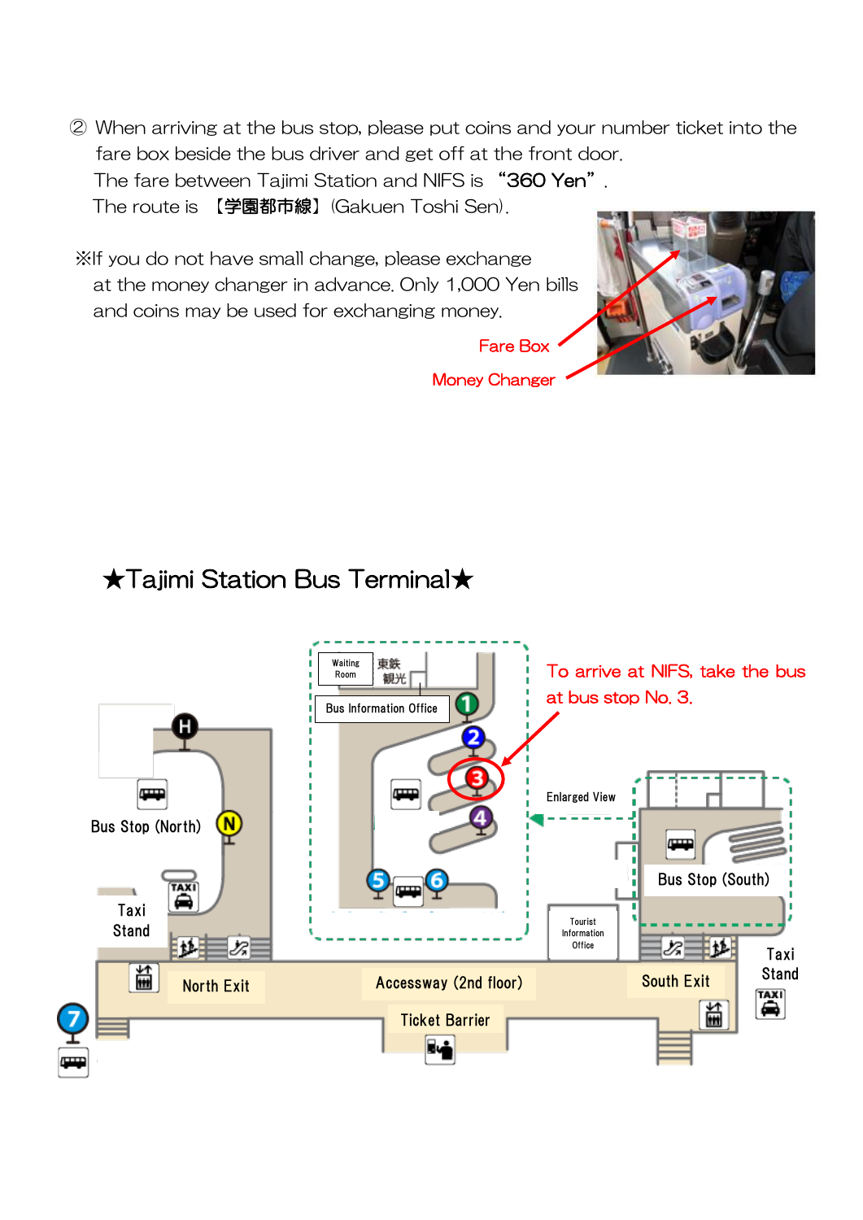② When arriving at the bus stop, please put coins and your number ticket into the fare box beside the bus driver and get off at the front door.
The fare between Tajimi Station and NIFS is "360 Yen".
The route is 【学園都市線】(Gakuen Toshi Sen).

※If you do not have small change, please exchange at the money changer in advance. Only 1,000 Yen bills and coins may be used for exchanging money.

Fare Box

Money Changer

## ★Tajimi Station Bus Terminal★

To arrive at NIFS, take the bus at bus stop No. 3.

Waiting Room
東鉄観光
Bus Information Office
Enlarged View
Bus Stop (North)
Bus Stop (South)
Taxi Stand
Tourist Information Office
North Exit
Accessway (2nd floor)
South Exit
Ticket Barrier
Taxi Stand